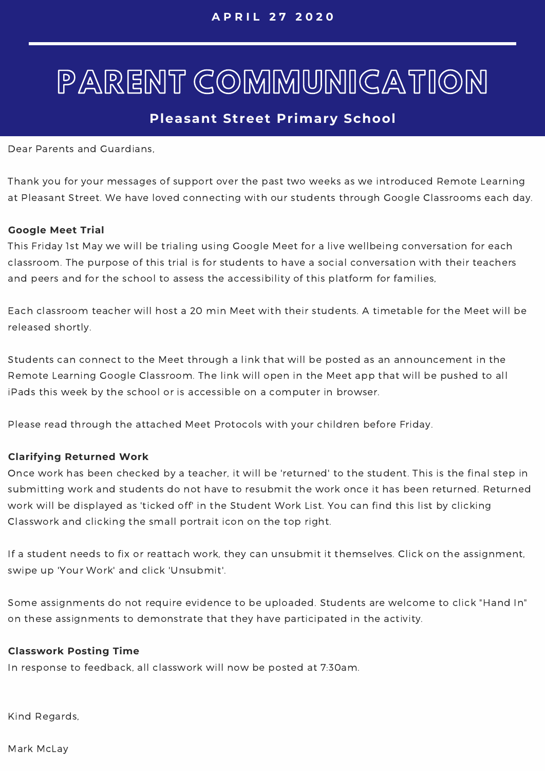APRIL 27 2020

# PARENT COMMUNICATION

## Pleasant Street Primary School

Dear Parents and Guardians,

Thank you for your messages of support over the past two weeks as we introduced Remote Learning at Pleasant Street. We have loved connecting with our students through Google Classrooms each day.

**Google Meet Trial**

This Friday 1st May we will be trialing using Google Meet for a live wellbeing conversation for each classroom. The purpose of this trial is for students to have a social conversation with their teachers and peers and for the school to assess the accessibility of this platform for families,

Each classroom teacher will host a 20 min Meet with their students. A timetable for the Meet will be released shortly.

Students can connect to the Meet through a link that will be posted as an announcement in the Remote Learning Google Classroom. The link will open in the Meet app that will be pushed to all iPads this week by the school or is accessible on a computer in browser.

Please read through the attached Meet Protocols with your children before Friday.

**Clarifying Returned Work**

Once work has been checked by a teacher, it will be 'returned' to the student. This is the final step in submitting work and students do not have to resubmit the work once it has been returned. Returned work will be displayed as 'ticked off' in the Student Work List. You can find this list by clicking Classwork and clicking the small portrait icon on the top right.

If a student needs to fix or reattach work, they can unsubmit it themselves. Click on the assignment, swipe up 'Your Work' and click 'Unsubmit'.

Some assignments do not require evidence to be uploaded. Students are welcome to click "Hand In" on these assignments to demonstrate that they have participated in the activity.

**Classwork Posting Time**

In response to feedback, all classwork will now be posted at 7:30am.

Kind Regards,

Mark McLay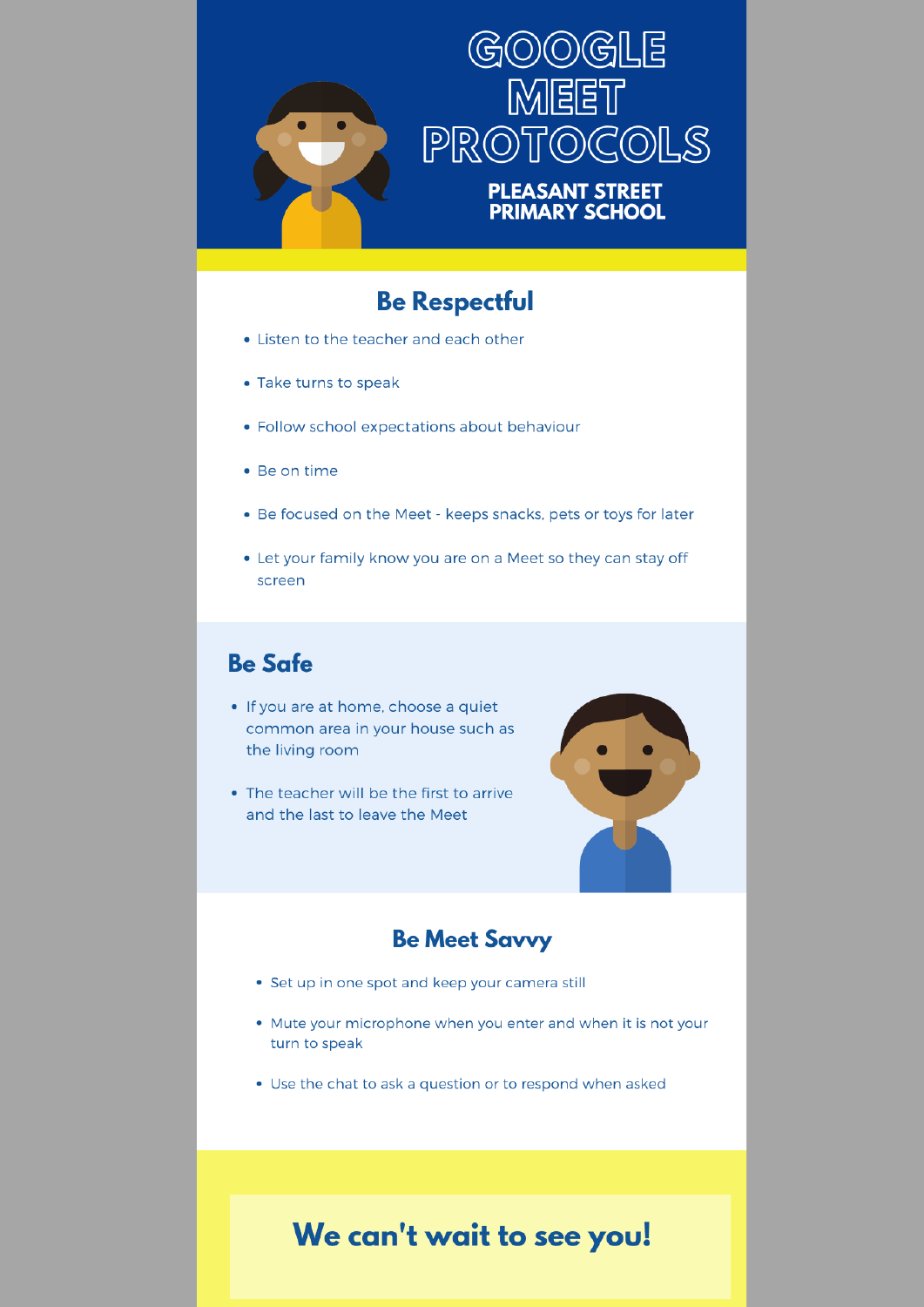# GOOGLE MEET PROTOCOLS

**PLEASANT STREET PRIMARY SCHOOL**

## Be Respectful

- Listen to the teacher and each other
- Take turns to speak
- Follow school expectations about behaviour
- Be on time
- Be focused on the Meet - keeps snacks, pets or toys for later
- Let your family know you are on a Meet so they can stay off screen

## Be Safe

- If you are at home, choose a quiet common area in your house such as the living room
- The teacher will be the first to arrive and the last to leave the Meet

## Be Meet Savvy

- Set up in one spot and keep your camera still
- Mute your microphone when you enter and when it is not your turn to speak
- Use the chat to ask a question or to respond when asked

## We can't wait to see you!